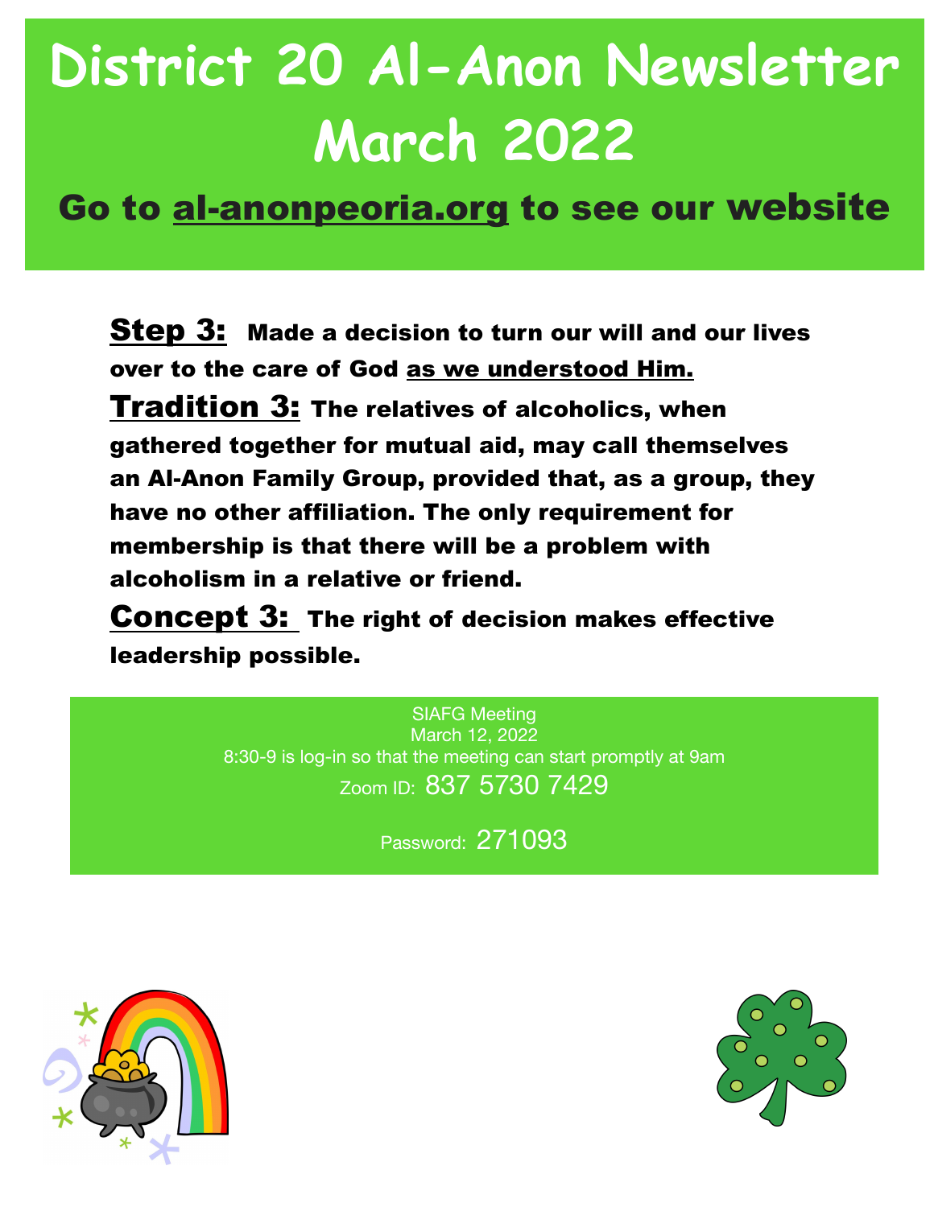# District 20 Al-Anon Newsletter March 2022

## Go to al-anonpeoria.org to see our website

**Step 3:** **Made a decision to turn our will and our lives over to the care of God as we understood Him.**

**Tradition 3:** **The relatives of alcoholics, when gathered together for mutual aid, may call themselves an Al-Anon Family Group, provided that, as a group, they have no other affiliation. The only requirement for membership is that there will be a problem with alcoholism in a relative or friend.**

**Concept 3:** **The right of decision makes effective leadership possible.**

SIAFG Meeting
March 12, 2022
8:30-9 is log-in so that the meeting can start promptly at 9am
Zoom ID: 837 5730 7429

Password: 271093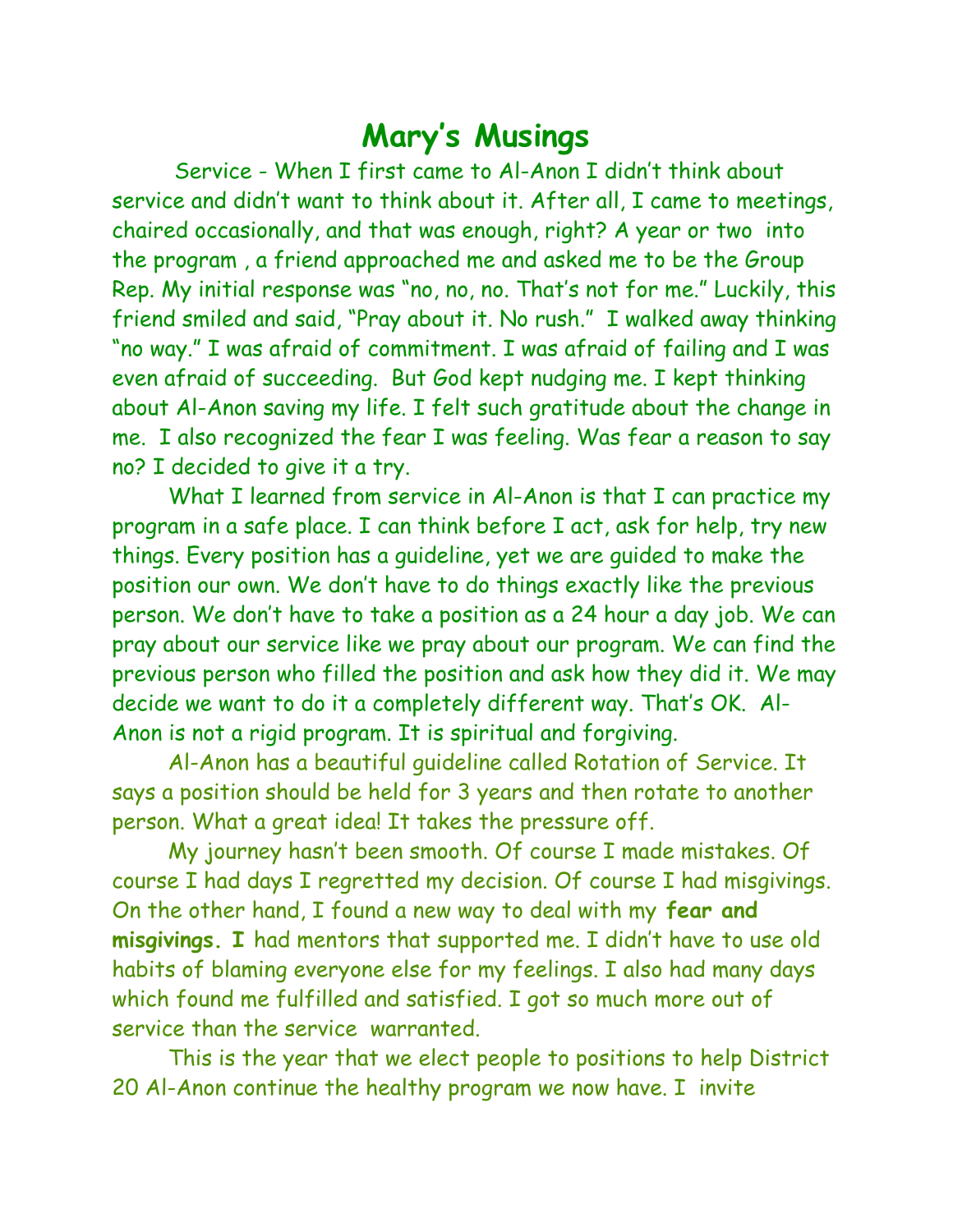# Mary's Musings

Service - When I first came to Al-Anon I didn't think about service and didn't want to think about it. After all, I came to meetings, chaired occasionally, and that was enough, right? A year or two into the program , a friend approached me and asked me to be the Group Rep. My initial response was "no, no, no. That's not for me." Luckily, this friend smiled and said, "Pray about it. No rush." I walked away thinking "no way." I was afraid of commitment. I was afraid of failing and I was even afraid of succeeding. But God kept nudging me. I kept thinking about Al-Anon saving my life. I felt such gratitude about the change in me. I also recognized the fear I was feeling. Was fear a reason to say no? I decided to give it a try.

What I learned from service in Al-Anon is that I can practice my program in a safe place. I can think before I act, ask for help, try new things. Every position has a guideline, yet we are guided to make the position our own. We don't have to do things exactly like the previous person. We don't have to take a position as a 24 hour a day job. We can pray about our service like we pray about our program. We can find the previous person who filled the position and ask how they did it. We may decide we want to do it a completely different way. That's OK. Al-Anon is not a rigid program. It is spiritual and forgiving.

Al-Anon has a beautiful guideline called Rotation of Service. It says a position should be held for 3 years and then rotate to another person. What a great idea! It takes the pressure off.

My journey hasn't been smooth. Of course I made mistakes. Of course I had days I regretted my decision. Of course I had misgivings. On the other hand, I found a new way to deal with my **fear and misgivings. I** had mentors that supported me. I didn't have to use old habits of blaming everyone else for my feelings. I also had many days which found me fulfilled and satisfied. I got so much more out of service than the service warranted.

This is the year that we elect people to positions to help District 20 Al-Anon continue the healthy program we now have. I invite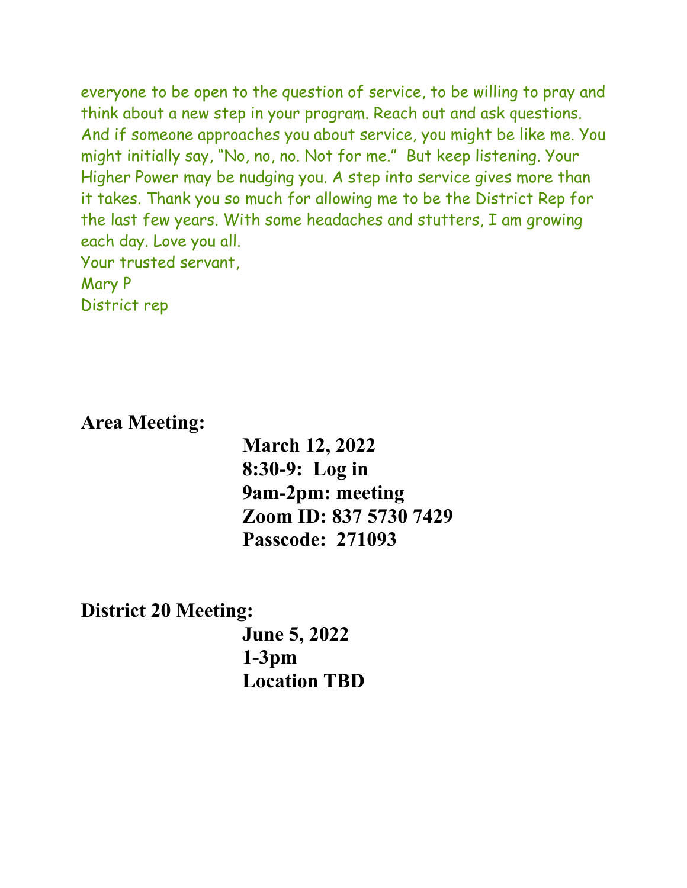everyone to be open to the question of service, to be willing to pray and think about a new step in your program. Reach out and ask questions. And if someone approaches you about service, you might be like me. You might initially say, "No, no, no. Not for me." But keep listening. Your Higher Power may be nudging you. A step into service gives more than it takes. Thank you so much for allowing me to be the District Rep for the last few years. With some headaches and stutters, I am growing each day. Love you all.

Your trusted servant,
Mary P
District rep

**Area Meeting:**

**March 12, 2022**
**8:30-9: Log in**
**9am-2pm: meeting**
**Zoom ID: 837 5730 7429**
**Passcode: 271093**

**District 20 Meeting:**

**June 5, 2022**
**1-3pm**
**Location TBD**